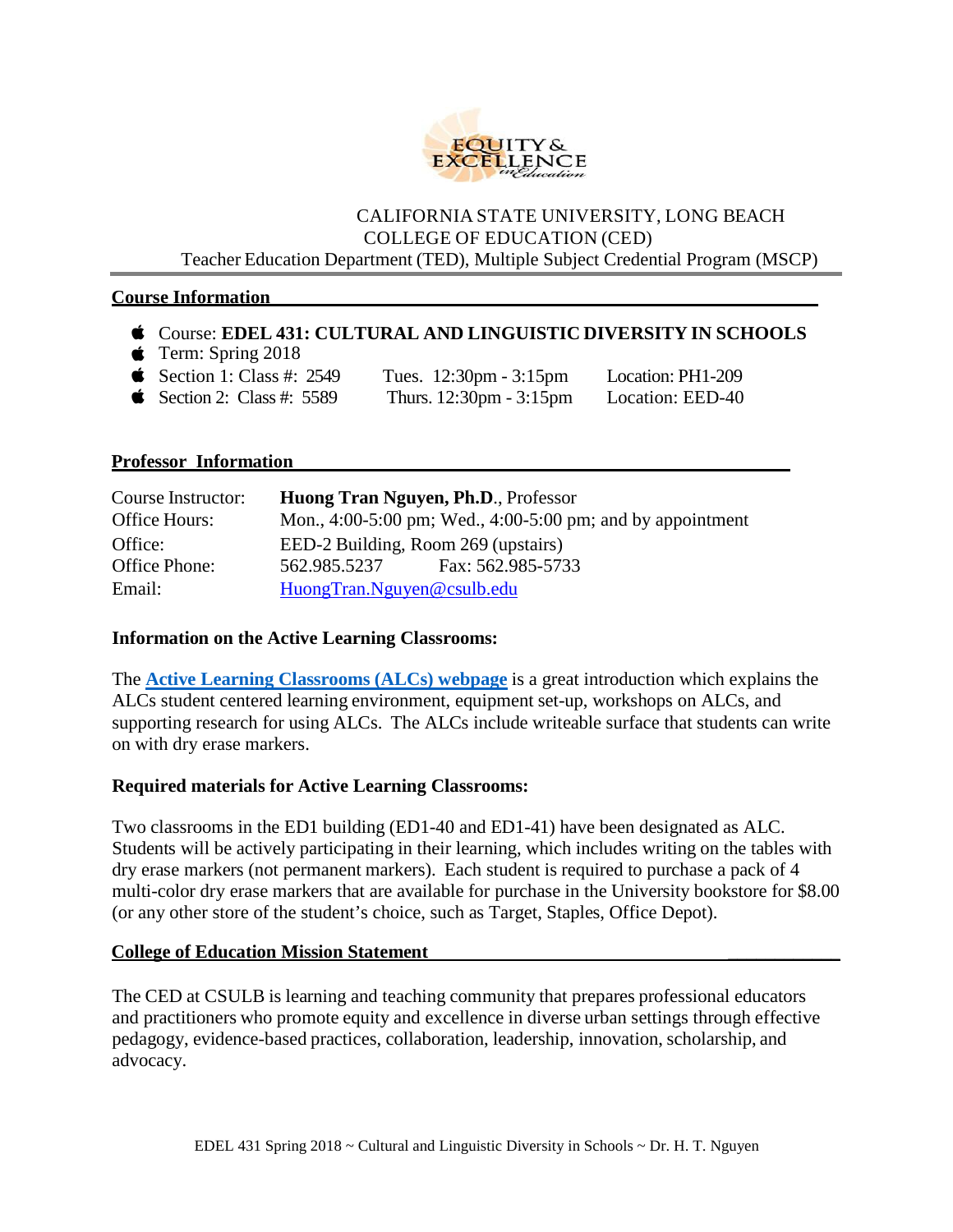CALIFORNIA STATE UNIVERSITY, LONG BEACH
COLLEGE OF EDUCATION (CED)
Teacher Education Department (TED), Multiple Subject Credential Program (MSCP)

## Course Information

- Course: **EDEL 431: CULTURAL AND LINGUISTIC DIVERSITY IN SCHOOLS**
- Term: Spring 2018
- Section 1: Class #: 2549 Tues. 12:30pm - 3:15pm Location: PH1-209
- Section 2: Class #: 5589 Thurs. 12:30pm - 3:15pm Location: EED-40

## Professor Information

| | |
|---|---|
| Course Instructor: | **Huong Tran Nguyen, Ph.D**., Professor |
| Office Hours: | Mon., 4:00-5:00 pm; Wed., 4:00-5:00 pm; and by appointment |
| Office: | EED-2 Building, Room 269 (upstairs) |
| Office Phone: | 562.985.5237 Fax: 562.985-5733 |
| Email: | HuongTran.Nguyen@csulb.edu |

### Information on the Active Learning Classrooms:

The **Active Learning Classrooms (ALCs) webpage** is a great introduction which explains the ALCs student centered learning environment, equipment set-up, workshops on ALCs, and supporting research for using ALCs. The ALCs include writeable surface that students can write on with dry erase markers.

### Required materials for Active Learning Classrooms:

Two classrooms in the ED1 building (ED1-40 and ED1-41) have been designated as ALC. Students will be actively participating in their learning, which includes writing on the tables with dry erase markers (not permanent markers). Each student is required to purchase a pack of 4 multi-color dry erase markers that are available for purchase in the University bookstore for $8.00 (or any other store of the student's choice, such as Target, Staples, Office Depot).

## College of Education Mission Statement

The CED at CSULB is learning and teaching community that prepares professional educators and practitioners who promote equity and excellence in diverse urban settings through effective pedagogy, evidence-based practices, collaboration, leadership, innovation, scholarship, and advocacy.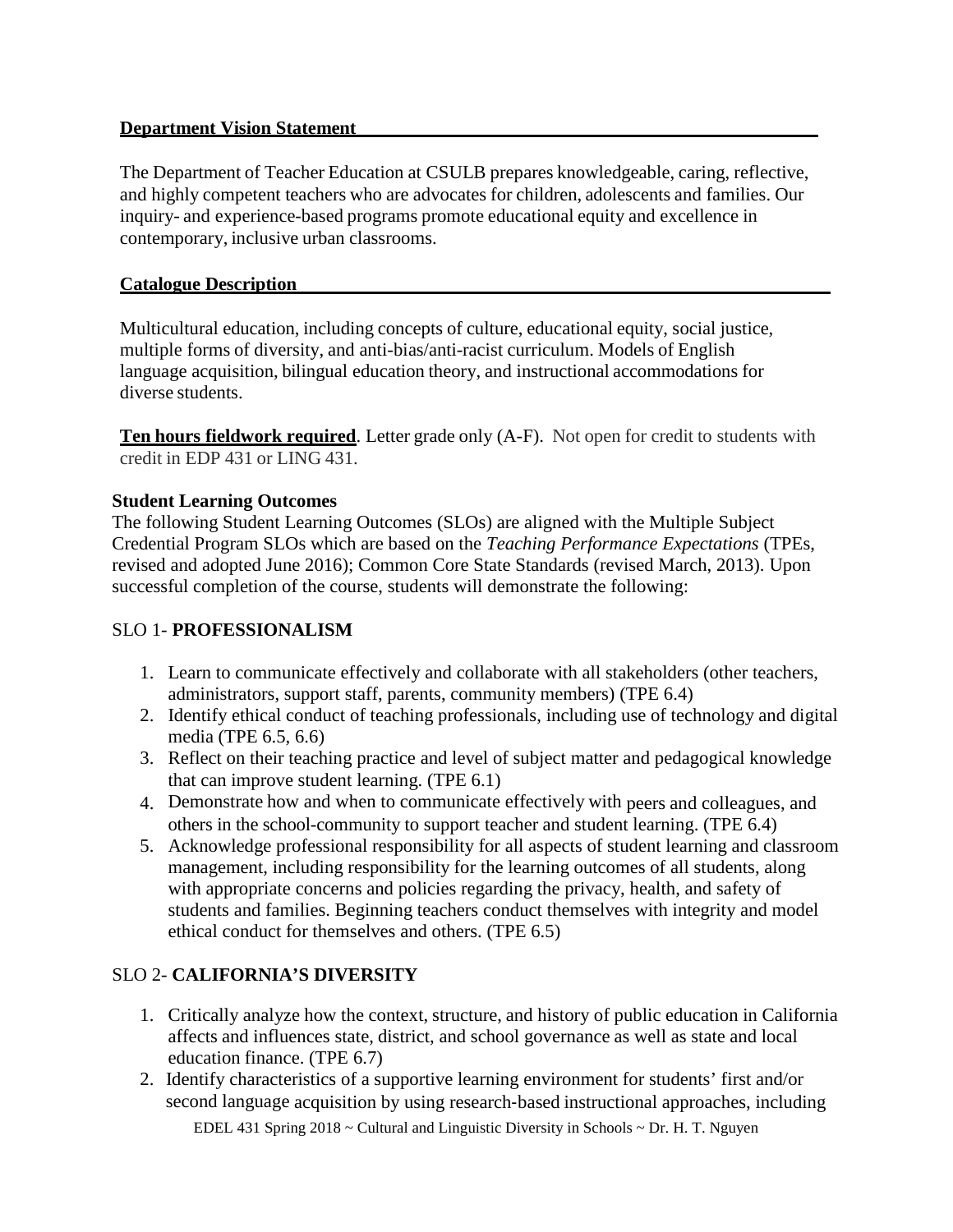**Department Vision Statement**

The Department of Teacher Education at CSULB prepares knowledgeable, caring, reflective, and highly competent teachers who are advocates for children, adolescents and families. Our inquiry- and experience-based programs promote educational equity and excellence in contemporary, inclusive urban classrooms.

**Catalogue Description**

Multicultural education, including concepts of culture, educational equity, social justice, multiple forms of diversity, and anti-bias/anti-racist curriculum. Models of English language acquisition, bilingual education theory, and instructional accommodations for diverse students.

**Ten hours fieldwork required**. Letter grade only (A-F). Not open for credit to students with credit in EDP 431 or LING 431.

**Student Learning Outcomes**

The following Student Learning Outcomes (SLOs) are aligned with the Multiple Subject Credential Program SLOs which are based on the *Teaching Performance Expectations* (TPEs, revised and adopted June 2016); Common Core State Standards (revised March, 2013). Upon successful completion of the course, students will demonstrate the following:

SLO 1- **PROFESSIONALISM**

1. Learn to communicate effectively and collaborate with all stakeholders (other teachers, administrators, support staff, parents, community members) (TPE 6.4)
2. Identify ethical conduct of teaching professionals, including use of technology and digital media (TPE 6.5, 6.6)
3. Reflect on their teaching practice and level of subject matter and pedagogical knowledge that can improve student learning. (TPE 6.1)
4. Demonstrate how and when to communicate effectively with peers and colleagues, and others in the school-community to support teacher and student learning. (TPE 6.4)
5. Acknowledge professional responsibility for all aspects of student learning and classroom management, including responsibility for the learning outcomes of all students, along with appropriate concerns and policies regarding the privacy, health, and safety of students and families. Beginning teachers conduct themselves with integrity and model ethical conduct for themselves and others. (TPE 6.5)

SLO 2- **CALIFORNIA'S DIVERSITY**

1. Critically analyze how the context, structure, and history of public education in California affects and influences state, district, and school governance as well as state and local education finance. (TPE 6.7)
2. Identify characteristics of a supportive learning environment for students' first and/or second language acquisition by using research-based instructional approaches, including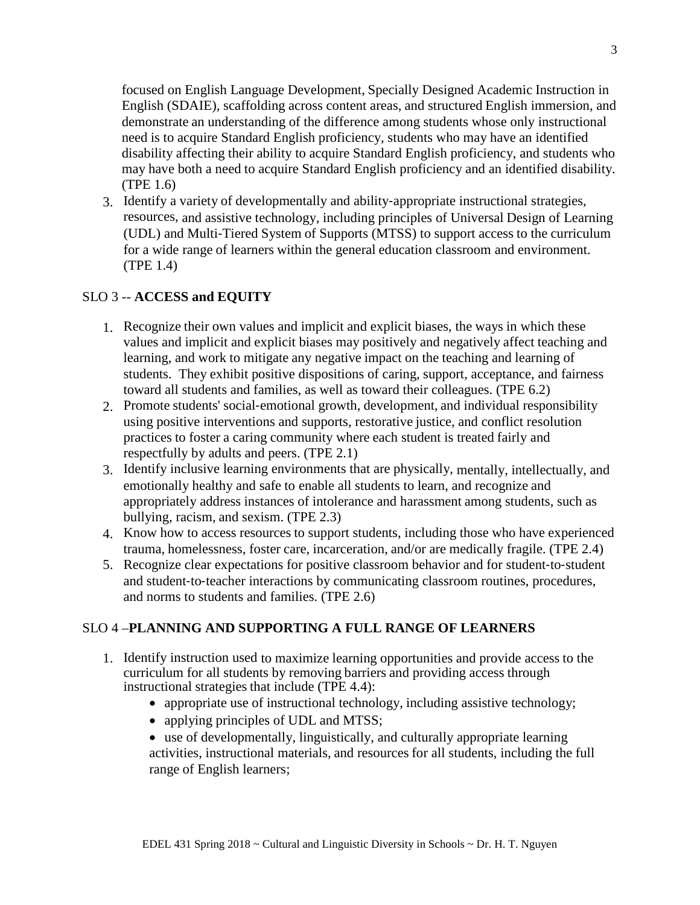focused on English Language Development, Specially Designed Academic Instruction in English (SDAIE), scaffolding across content areas, and structured English immersion, and demonstrate an understanding of the difference among students whose only instructional need is to acquire Standard English proficiency, students who may have an identified disability affecting their ability to acquire Standard English proficiency, and students who may have both a need to acquire Standard English proficiency and an identified disability. (TPE 1.6)

3. Identify a variety of developmentally and ability-appropriate instructional strategies, resources, and assistive technology, including principles of Universal Design of Learning (UDL) and Multi-Tiered System of Supports (MTSS) to support access to the curriculum for a wide range of learners within the general education classroom and environment. (TPE 1.4)

## SLO 3 -- **ACCESS and EQUITY**

1. Recognize their own values and implicit and explicit biases, the ways in which these values and implicit and explicit biases may positively and negatively affect teaching and learning, and work to mitigate any negative impact on the teaching and learning of students. They exhibit positive dispositions of caring, support, acceptance, and fairness toward all students and families, as well as toward their colleagues. (TPE 6.2)
2. Promote students' social-emotional growth, development, and individual responsibility using positive interventions and supports, restorative justice, and conflict resolution practices to foster a caring community where each student is treated fairly and respectfully by adults and peers. (TPE 2.1)
3. Identify inclusive learning environments that are physically, mentally, intellectually, and emotionally healthy and safe to enable all students to learn, and recognize and appropriately address instances of intolerance and harassment among students, such as bullying, racism, and sexism. (TPE 2.3)
4. Know how to access resources to support students, including those who have experienced trauma, homelessness, foster care, incarceration, and/or are medically fragile. (TPE 2.4)
5. Recognize clear expectations for positive classroom behavior and for student-to-student and student-to-teacher interactions by communicating classroom routines, procedures, and norms to students and families. (TPE 2.6)

## SLO 4 –**PLANNING AND SUPPORTING A FULL RANGE OF LEARNERS**

1. Identify instruction used to maximize learning opportunities and provide access to the curriculum for all students by removing barriers and providing access through instructional strategies that include (TPE 4.4):
   - appropriate use of instructional technology, including assistive technology;
   - applying principles of UDL and MTSS;
   - use of developmentally, linguistically, and culturally appropriate learning activities, instructional materials, and resources for all students, including the full range of English learners;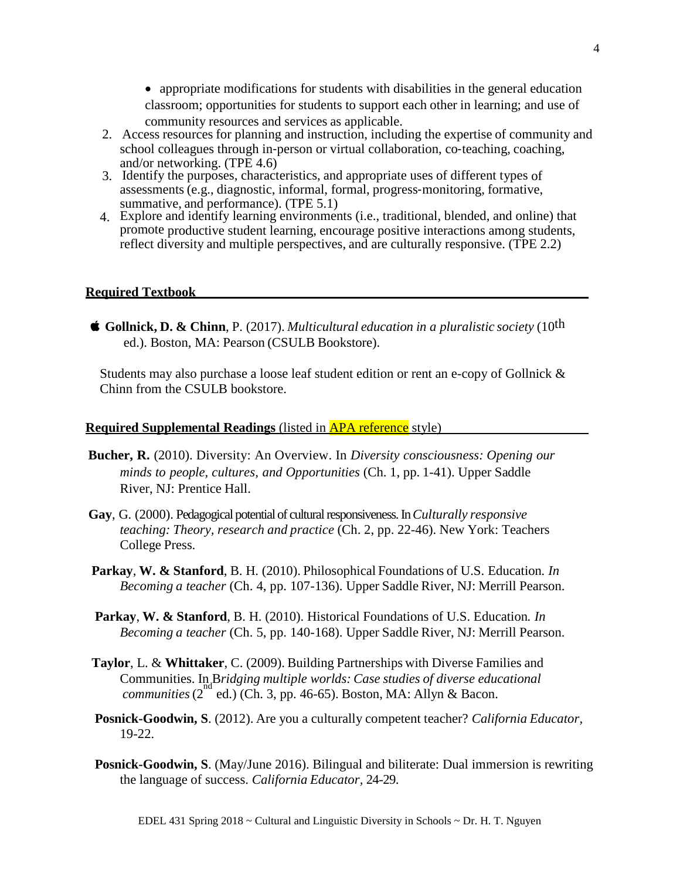- appropriate modifications for students with disabilities in the general education classroom; opportunities for students to support each other in learning; and use of community resources and services as applicable.

2. Access resources for planning and instruction, including the expertise of community and school colleagues through in-person or virtual collaboration, co-teaching, coaching, and/or networking. (TPE 4.6)
3. Identify the purposes, characteristics, and appropriate uses of different types of assessments (e.g., diagnostic, informal, formal, progress-monitoring, formative, summative, and performance). (TPE 5.1)
4. Explore and identify learning environments (i.e., traditional, blended, and online) that promote productive student learning, encourage positive interactions among students, reflect diversity and multiple perspectives, and are culturally responsive. (TPE 2.2)

## Required Textbook

 **Gollnick, D. & Chinn**, P. (2017). *Multicultural education in a pluralistic society* (10th ed.). Boston, MA: Pearson (CSULB Bookstore).

Students may also purchase a loose leaf student edition or rent an e-copy of Gollnick & Chinn from the CSULB bookstore.

## Required Supplemental Readings (listed in APA reference style)

**Bucher, R.** (2010). Diversity: An Overview. In *Diversity consciousness: Opening our minds to people, cultures, and Opportunities* (Ch. 1, pp. 1-41). Upper Saddle River, NJ: Prentice Hall.

**Gay**, G. (2000). Pedagogical potential of cultural responsiveness. In *Culturally responsive teaching: Theory, research and practice* (Ch. 2, pp. 22-46). New York: Teachers College Press.

**Parkay**, **W. & Stanford**, B. H. (2010). Philosophical Foundations of U.S. Education. *In Becoming a teacher* (Ch. 4, pp. 107-136). Upper Saddle River, NJ: Merrill Pearson.

**Parkay**, **W. & Stanford**, B. H. (2010). Historical Foundations of U.S. Education. *In Becoming a teacher* (Ch. 5, pp. 140-168). Upper Saddle River, NJ: Merrill Pearson.

**Taylor**, L. & **Whittaker**, C. (2009). Building Partnerships with Diverse Families and Communities. In *Bridging multiple worlds: Case studies of diverse educational communities* (2nd ed.) (Ch. 3, pp. 46-65). Boston, MA: Allyn & Bacon.

**Posnick-Goodwin, S**. (2012). Are you a culturally competent teacher? *California Educator*, 19-22.

**Posnick-Goodwin, S**. (May/June 2016). Bilingual and biliterate: Dual immersion is rewriting the language of success. *California Educator*, 24-29.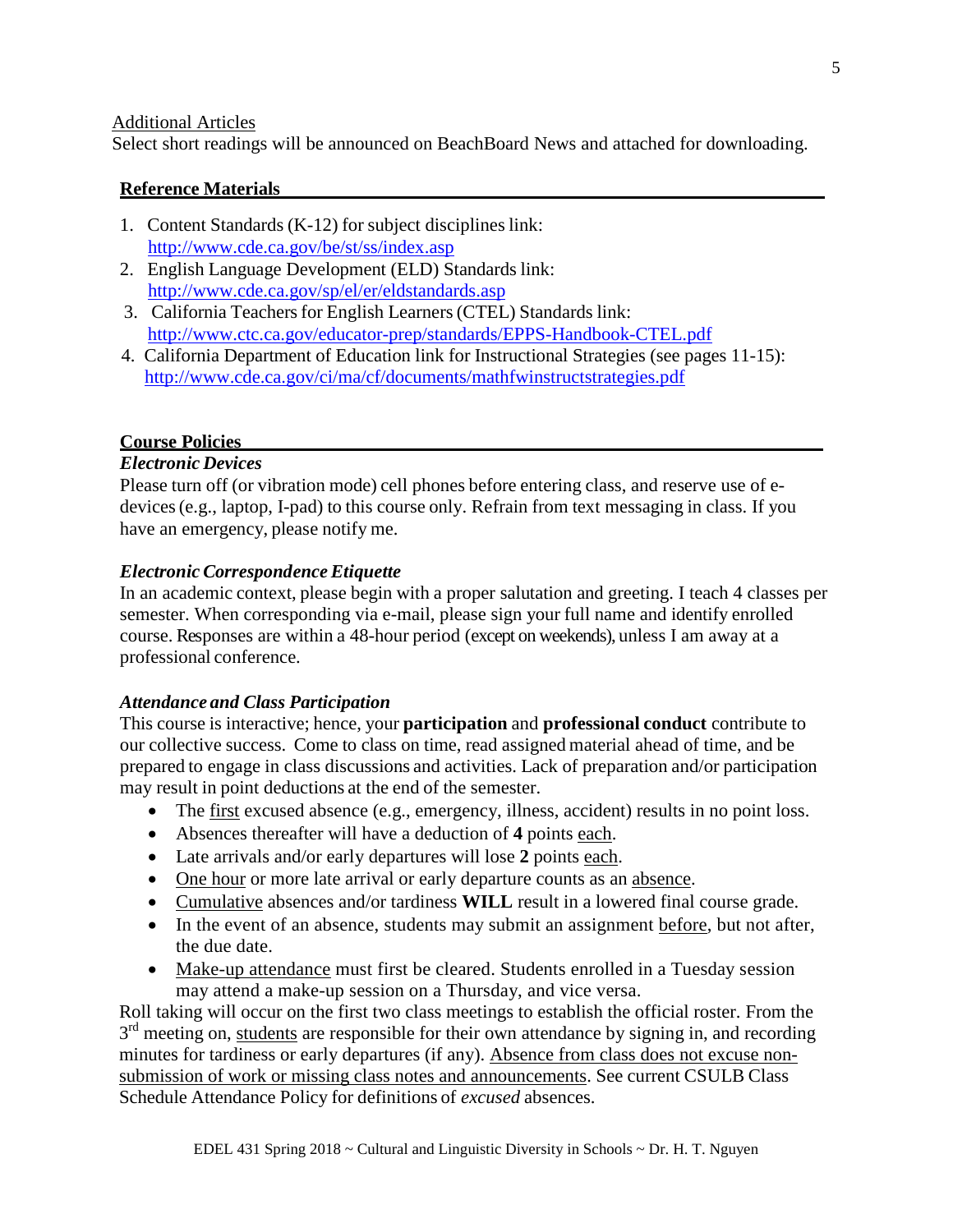Additional Articles

Select short readings will be announced on BeachBoard News and attached for downloading.

**Reference Materials**

1. Content Standards (K-12) for subject disciplines link: http://www.cde.ca.gov/be/st/ss/index.asp
2. English Language Development (ELD) Standards link: http://www.cde.ca.gov/sp/el/er/eldstandards.asp
3. California Teachers for English Learners (CTEL) Standards link: http://www.ctc.ca.gov/educator-prep/standards/EPPS-Handbook-CTEL.pdf
4. California Department of Education link for Instructional Strategies (see pages 11-15): http://www.cde.ca.gov/ci/ma/cf/documents/mathfwinstructstrategies.pdf

**Course Policies**

***Electronic Devices***

Please turn off (or vibration mode) cell phones before entering class, and reserve use of e-devices (e.g., laptop, I-pad) to this course only. Refrain from text messaging in class. If you have an emergency, please notify me.

***Electronic Correspondence Etiquette***

In an academic context, please begin with a proper salutation and greeting. I teach 4 classes per semester. When corresponding via e-mail, please sign your full name and identify enrolled course. Responses are within a 48-hour period (except on weekends), unless I am away at a professional conference.

***Attendance and Class Participation***

This course is interactive; hence, your **participation** and **professional conduct** contribute to our collective success. Come to class on time, read assigned material ahead of time, and be prepared to engage in class discussions and activities. Lack of preparation and/or participation may result in point deductions at the end of the semester.

- The first excused absence (e.g., emergency, illness, accident) results in no point loss.
- Absences thereafter will have a deduction of **4** points each.
- Late arrivals and/or early departures will lose **2** points each.
- One hour or more late arrival or early departure counts as an absence.
- Cumulative absences and/or tardiness **WILL** result in a lowered final course grade.
- In the event of an absence, students may submit an assignment before, but not after, the due date.
- Make-up attendance must first be cleared. Students enrolled in a Tuesday session may attend a make-up session on a Thursday, and vice versa.

Roll taking will occur on the first two class meetings to establish the official roster. From the 3rd meeting on, students are responsible for their own attendance by signing in, and recording minutes for tardiness or early departures (if any). Absence from class does not excuse non-submission of work or missing class notes and announcements. See current CSULB Class Schedule Attendance Policy for definitions of *excused* absences.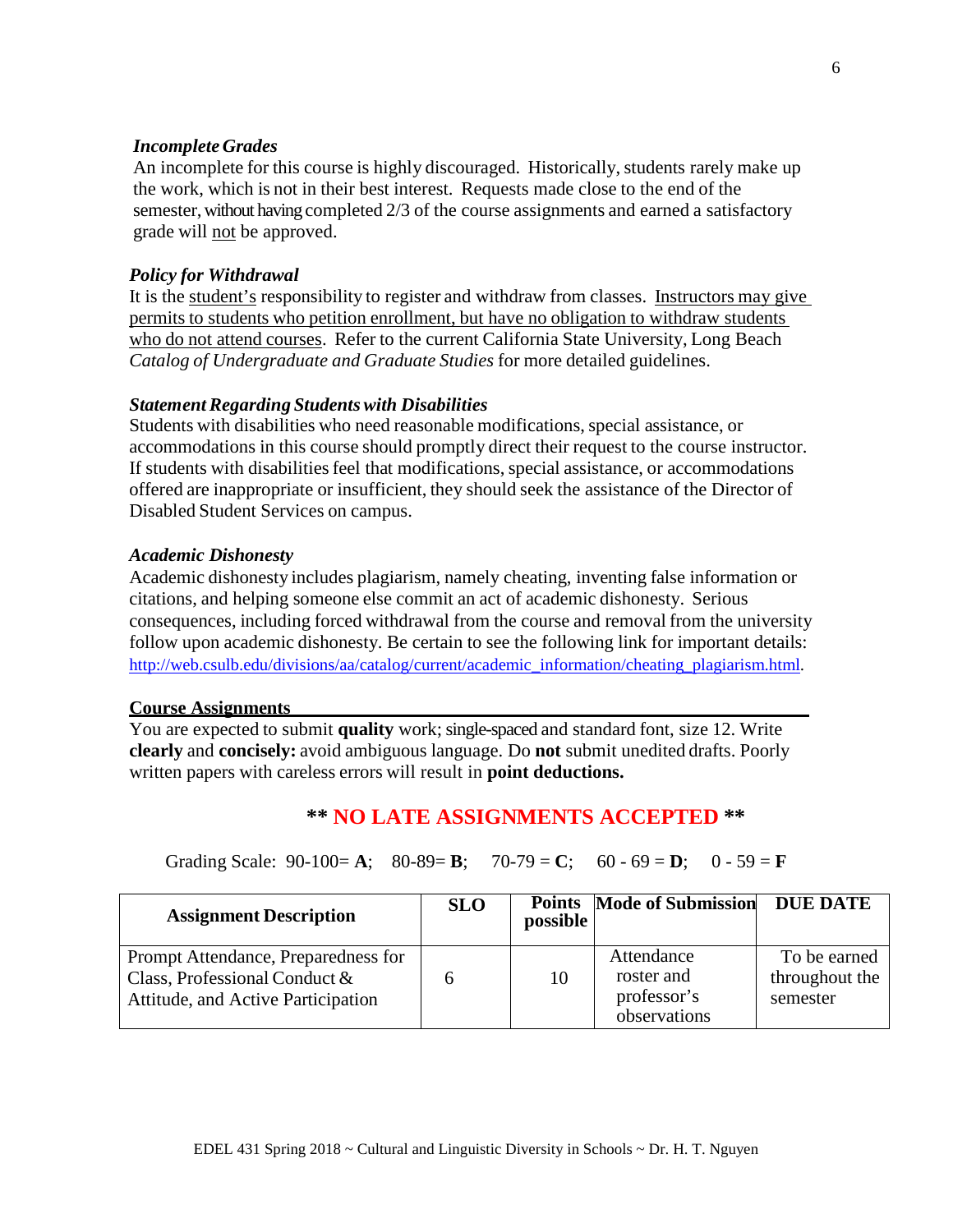***Incomplete Grades***

An incomplete for this course is highly discouraged. Historically, students rarely make up the work, which is not in their best interest. Requests made close to the end of the semester, without having completed 2/3 of the course assignments and earned a satisfactory grade will not be approved.

***Policy for Withdrawal***

It is the student's responsibility to register and withdraw from classes. Instructors may give permits to students who petition enrollment, but have no obligation to withdraw students who do not attend courses. Refer to the current California State University, Long Beach *Catalog of Undergraduate and Graduate Studies* for more detailed guidelines.

***Statement Regarding Students with Disabilities***

Students with disabilities who need reasonable modifications, special assistance, or accommodations in this course should promptly direct their request to the course instructor. If students with disabilities feel that modifications, special assistance, or accommodations offered are inappropriate or insufficient, they should seek the assistance of the Director of Disabled Student Services on campus.

***Academic Dishonesty***

Academic dishonesty includes plagiarism, namely cheating, inventing false information or citations, and helping someone else commit an act of academic dishonesty. Serious consequences, including forced withdrawal from the course and removal from the university follow upon academic dishonesty. Be certain to see the following link for important details: http://web.csulb.edu/divisions/aa/catalog/current/academic_information/cheating_plagiarism.html.

## Course Assignments

You are expected to submit **quality** work; single-spaced and standard font, size 12. Write **clearly** and **concisely:** avoid ambiguous language. Do **not** submit unedited drafts. Poorly written papers with careless errors will result in **point deductions.**

**\*\* NO LATE ASSIGNMENTS ACCEPTED \*\***

Grading Scale: 90-100= **A**; 80-89= **B**; 70-79 = **C**; 60 - 69 = **D**; 0 - 59 = **F**

| Assignment Description | SLO | Points possible | Mode of Submission | DUE DATE |
|---|---|---|---|---|
| Prompt Attendance, Preparedness for Class, Professional Conduct & Attitude, and Active Participation | 6 | 10 | Attendance roster and professor's observations | To be earned throughout the semester |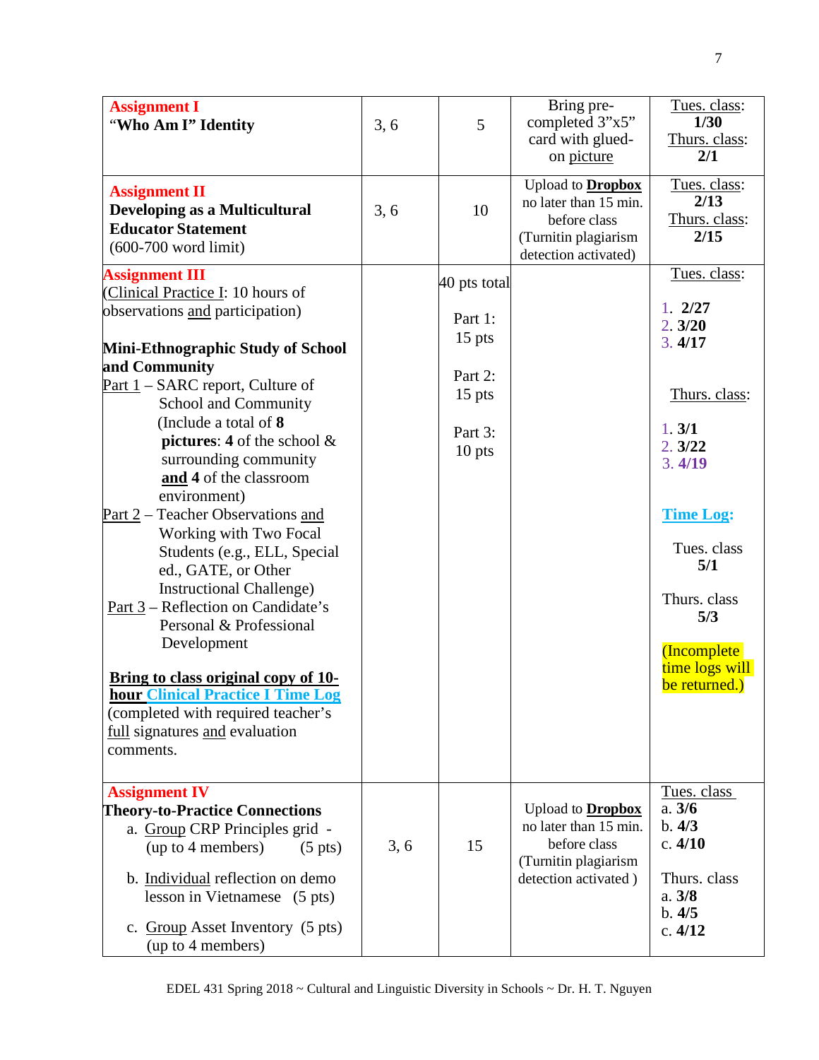| | | | | |
|---|---|---|---|---|
| **Assignment I**<br>**"Who Am I" Identity** | 3, 6 | 5 | Bring pre-completed 3"x5" card with glued-on picture | Tues. class: **1/30**<br>Thurs. class: **2/1** |
| **Assignment II**<br>**Developing as a Multicultural Educator Statement**<br>(600-700 word limit) | 3, 6 | 10 | Upload to **Dropbox** no later than 15 min. before class (Turnitin plagiarism detection activated) | Tues. class: **2/13**<br>Thurs. class: **2/15** |
| **Assignment III**<br>(Clinical Practice I: 10 hours of observations and participation)<br><br>**Mini-Ethnographic Study of School and Community**<br>Part 1 – SARC report, Culture of School and Community (Include a total of **8 pictures**: **4** of the school & surrounding community **and 4** of the classroom environment)<br>Part 2 – Teacher Observations and Working with Two Focal Students (e.g., ELL, Special ed., GATE, or Other Instructional Challenge)<br>Part 3 – Reflection on Candidate's Personal & Professional Development<br><br>**Bring to class original copy of 10-hour Clinical Practice I Time Log** (completed with required teacher's full signatures and evaluation comments. | | 40 pts total<br><br>Part 1: 15 pts<br><br>Part 2: 15 pts<br><br>Part 3: 10 pts | | Tues. class:<br>1. **2/27**<br>2. **3/20**<br>3. **4/17**<br><br>Thurs. class:<br>1. **3/1**<br>2. **3/22**<br>3. **4/19**<br><br>**Time Log:**<br>Tues. class **5/1**<br><br>Thurs. class **5/3**<br><br>(Incomplete time logs will be returned.) |
| **Assignment IV**<br>**Theory-to-Practice Connections**<br>a. Group CRP Principles grid - (up to 4 members) (5 pts)<br>b. Individual reflection on demo lesson in Vietnamese (5 pts)<br>c. Group Asset Inventory (5 pts) (up to 4 members) | 3, 6 | 15 | Upload to **Dropbox** no later than 15 min. before class (Turnitin plagiarism detection activated ) | Tues. class<br>a. **3/6**<br>b. **4/3**<br>c. **4/10**<br><br>Thurs. class<br>a. **3/8**<br>b. **4/5**<br>c. **4/12** |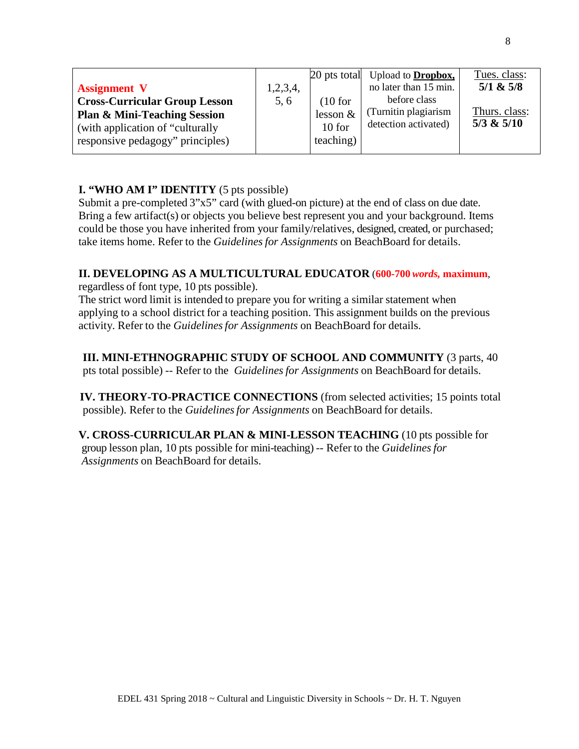| **Assignment V** **Cross-Curricular Group Lesson Plan & Mini-Teaching Session** (with application of "culturally responsive pedagogy" principles) | 1,2,3,4, 5, 6 | 20 pts total (10 for lesson & 10 for teaching) | Upload to **Dropbox,** no later than 15 min. before class (Turnitin plagiarism detection activated) | Tues. class: **5/1 & 5/8** Thurs. class: **5/3 & 5/10** |
|---|---|---|---|---|

**I. "WHO AM I" IDENTITY** (5 pts possible)
Submit a pre-completed 3"x5" card (with glued-on picture) at the end of class on due date. Bring a few artifact(s) or objects you believe best represent you and your background. Items could be those you have inherited from your family/relatives, designed, created, or purchased; take items home. Refer to the *Guidelines for Assignments* on BeachBoard for details.

**II. DEVELOPING AS A MULTICULTURAL EDUCATOR** (**600-700** ***words,*** **maximum**, regardless of font type, 10 pts possible).
The strict word limit is intended to prepare you for writing a similar statement when applying to a school district for a teaching position. This assignment builds on the previous activity. Refer to the *Guidelines for Assignments* on BeachBoard for details.

**III. MINI-ETHNOGRAPHIC STUDY OF SCHOOL AND COMMUNITY** (3 parts, 40 pts total possible) -- Refer to the *Guidelines for Assignments* on BeachBoard for details.

**IV. THEORY-TO-PRACTICE CONNECTIONS** (from selected activities; 15 points total possible). Refer to the *Guidelines for Assignments* on BeachBoard for details.

**V. CROSS-CURRICULAR PLAN & MINI-LESSON TEACHING** (10 pts possible for group lesson plan, 10 pts possible for mini-teaching) -- Refer to the *Guidelines for Assignments* on BeachBoard for details.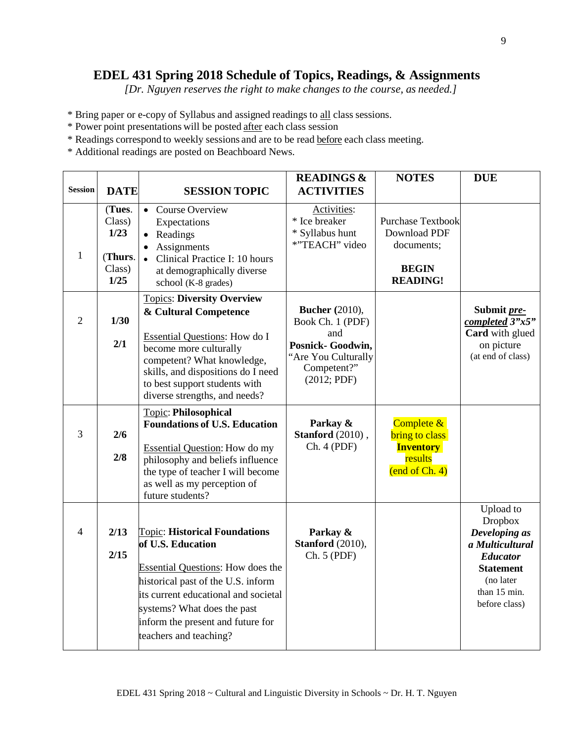# EDEL 431 Spring 2018 Schedule of Topics, Readings, & Assignments

*[Dr. Nguyen reserves the right to make changes to the course, as needed.]*

* Bring paper or e-copy of Syllabus and assigned readings to all class sessions.
* Power point presentations will be posted after each class session
* Readings correspond to weekly sessions and are to be read before each class meeting.
* Additional readings are posted on Beachboard News.

| Session | DATE | SESSION TOPIC | READINGS & ACTIVITIES | NOTES | DUE |
|---|---|---|---|---|---|
| 1 | (**Tues**. Class) **1/23** (**Thurs**. Class) **1/25** | • Course Overview Expectations<br>• Readings<br>• Assignments<br>• Clinical Practice I: 10 hours at demographically diverse school (K-8 grades) | Activities:<br>* Ice breaker<br>* Syllabus hunt<br>*"TEACH" video | Purchase Textbook Download PDF documents;<br>**BEGIN READING!** | |
| 2 | **1/30**<br>**2/1** | Topics: **Diversity Overview & Cultural Competence**<br>Essential Questions: How do I become more culturally competent? What knowledge, skills, and dispositions do I need to best support students with diverse strengths, and needs? | **Bucher (**2010), Book Ch. 1 (PDF) and **Posnick- Goodwin,** "Are You Culturally Competent?" (2012; PDF) | | **Submit *pre-completed 3"x5"* Card** with glued on picture (at end of class) |
| 3 | **2/6**<br>**2/8** | Topic: **Philosophical Foundations of U.S. Education**<br>Essential Question: How do my philosophy and beliefs influence the type of teacher I will become as well as my perception of future students? | **Parkay & Stanford** (2010) , Ch. 4 (PDF) | Complete & bring to class **Inventory** results (end of Ch. 4) | |
| 4 | **2/13**<br>**2/15** | Topic: **Historical Foundations of U.S. Education**<br>Essential Questions: How does the historical past of the U.S. inform its current educational and societal systems? What does the past inform the present and future for teachers and teaching? | **Parkay & Stanford** (2010), Ch. 5 (PDF) | | Upload to Dropbox ***Developing as a Multicultural Educator* Statement** (no later than 15 min. before class) |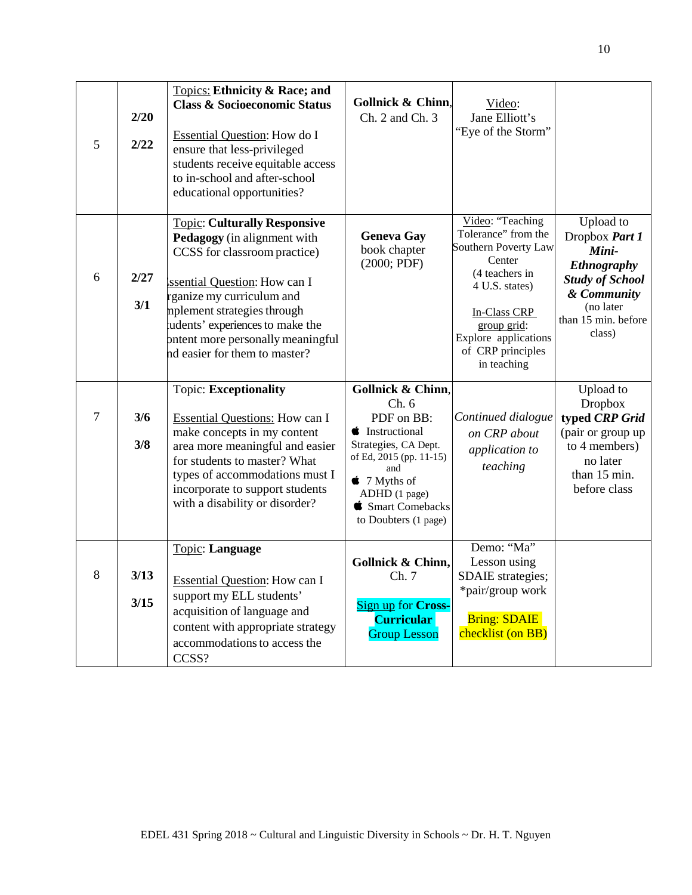| | | | | | |
|---|---|---|---|---|---|
| 5 | **2/20** **2/22** | Topics: **Ethnicity & Race; and Class & Socioeconomic Status** Essential Question: How do I ensure that less-privileged students receive equitable access to in-school and after-school educational opportunities? | **Gollnick & Chinn**, Ch. 2 and Ch. 3 | Video: Jane Elliott's "Eye of the Storm" | |
| 6 | **2/27** **3/1** | Topic: **Culturally Responsive Pedagogy** (in alignment with CCSS for classroom practice) Essential Question: How can I organize my curriculum and implement strategies through students' experiences to make the content more personally meaningful and easier for them to master? | **Geneva Gay** book chapter (2000; PDF) | Video: "Teaching Tolerance" from the Southern Poverty Law Center (4 teachers in 4 U.S. states) In-Class CRP group grid: Explore applications of CRP principles in teaching | Upload to Dropbox ***Part 1 Mini-Ethnography Study of School & Community*** (no later than 15 min. before class) |
| 7 | **3/6** **3/8** | Topic: **Exceptionality** Essential Questions: How can I make concepts in my content area more meaningful and easier for students to master? What types of accommodations must I incorporate to support students with a disability or disorder? | **Gollnick & Chinn**, Ch. 6 PDF on BB: Instructional Strategies, CA Dept. of Ed, 2015 (pp. 11-15) and 7 Myths of ADHD (1 page) Smart Comebacks to Doubters (1 page) | *Continued dialogue on CRP about application to teaching* | Upload to Dropbox **typed *CRP Grid*** (pair or group up to 4 members) no later than 15 min. before class |
| 8 | **3/13** **3/15** | Topic: **Language** Essential Question: How can I support my ELL students' acquisition of language and content with appropriate strategy accommodations to access the CCSS? | **Gollnick & Chinn,** Ch. 7 Sign up for **Cross-Curricular** Group Lesson | Demo: "Ma" Lesson using SDAIE strategies; *pair/group work Bring: SDAIE checklist (on BB) | |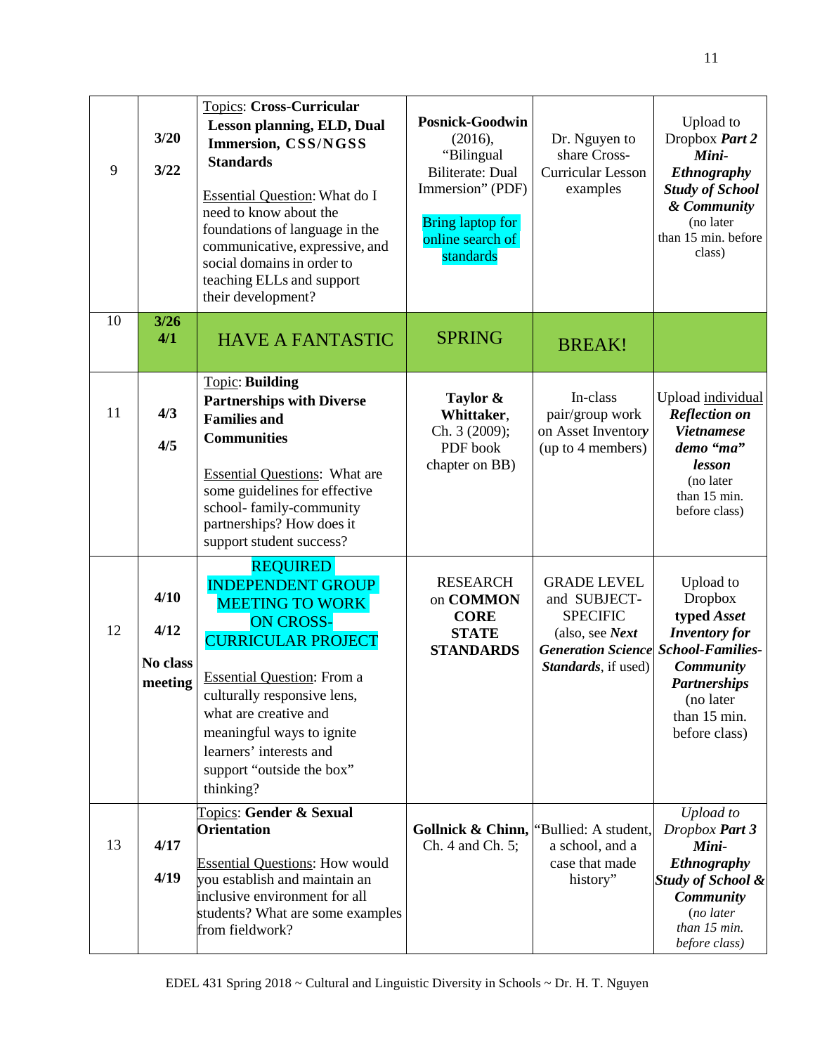| | | | | | |
|---|---|---|---|---|---|
| 9 | **3/20** **3/22** | Topics: **Cross-Curricular Lesson planning, ELD, Dual Immersion, CSS/NGSS Standards** <br><br> Essential Question: What do I need to know about the foundations of language in the communicative, expressive, and social domains in order to teaching ELLs and support their development? | **Posnick-Goodwin** (2016), "Bilingual Biliterate: Dual Immersion" (PDF) <br><br> Bring laptop for online search of standards | Dr. Nguyen to share Cross-Curricular Lesson examples | Upload to Dropbox ***Part 2 Mini-Ethnography Study of School & Community*** (no later than 15 min. before class) |
| 10 | **3/26** **4/1** | HAVE A FANTASTIC | SPRING | BREAK! | |
| 11 | **4/3** **4/5** | Topic: **Building Partnerships with Diverse Families and Communities** <br><br> Essential Questions: What are some guidelines for effective school- family-community partnerships? How does it support student success? | **Taylor & Whittaker**, Ch. 3 (2009); PDF book chapter on BB) | In-class pair/group work on Asset Inventory (up to 4 members) | Upload individual ***Reflection on Vietnamese demo "ma" lesson*** (no later than 15 min. before class) |
| 12 | **4/10** **4/12** **No class meeting** | REQUIRED INDEPENDENT GROUP MEETING TO WORK ON CROSS-CURRICULAR PROJECT <br><br> Essential Question: From a culturally responsive lens, what are creative and meaningful ways to ignite learners' interests and support "outside the box" thinking? | RESEARCH on **COMMON CORE STATE STANDARDS** | GRADE LEVEL and SUBJECT-SPECIFIC (also, see ***Next Generation Science Standards***, if used) | Upload to Dropbox **typed *Asset Inventory for School-Families-Community Partnerships*** (no later than 15 min. before class) |
| 13 | **4/17** **4/19** | Topics: **Gender & Sexual Orientation** <br><br> Essential Questions: How would you establish and maintain an inclusive environment for all students? What are some examples from fieldwork? | **Gollnick & Chinn**, Ch. 4 and Ch. 5; | "Bullied: A student, a school, and a case that made history" | *Upload to Dropbox **Part 3 Mini-Ethnography Study of School & Community** (no later than 15 min. before class)* |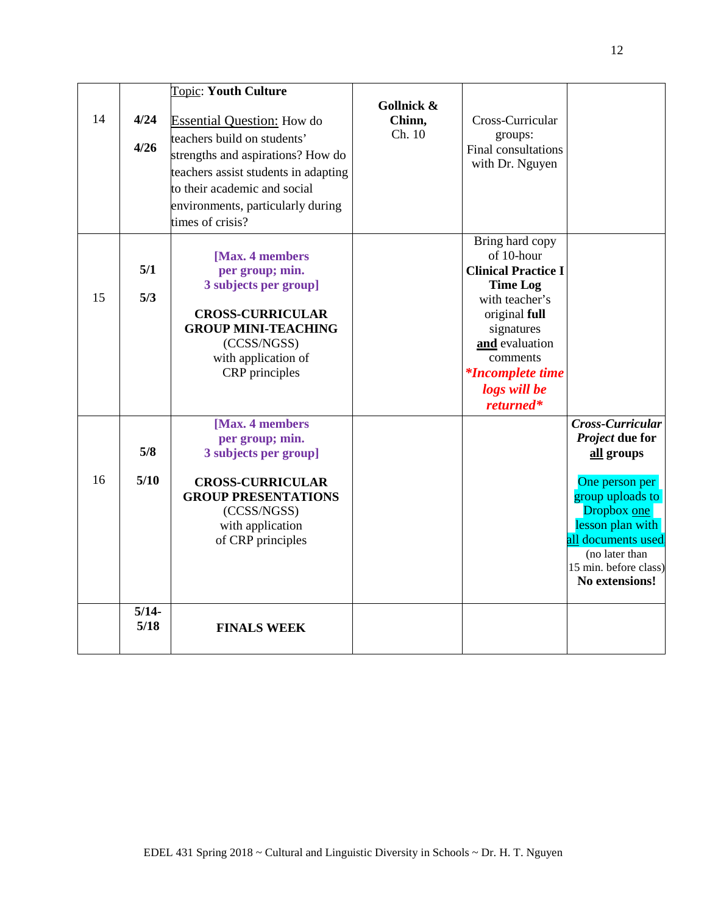| 14 | **4/24**<br><br>**4/26** | Topic: **Youth Culture**<br><br>Essential Question: How do teachers build on students' strengths and aspirations? How do teachers assist students in adapting to their academic and social environments, particularly during times of crisis? | **Gollnick & Chinn,** Ch. 10 | Cross-Curricular groups: Final consultations with Dr. Nguyen | |
|---|---|---|---|---|---|
| 15 | **5/1**<br><br>**5/3** | **[Max. 4 members per group; min. 3 subjects per group]**<br><br>**CROSS-CURRICULAR GROUP MINI-TEACHING** (CCSS/NGSS) with application of CRP principles | | Bring hard copy of 10-hour **Clinical Practice I Time Log** with teacher's original **full** signatures **and** evaluation comments ***Incomplete time logs will be returned*** | |
| 16 | **5/8**<br><br>**5/10** | **[Max. 4 members per group; min. 3 subjects per group]**<br><br>**CROSS-CURRICULAR GROUP PRESENTATIONS** (CCSS/NGSS) with application of CRP principles | | | ***Cross-Curricular Project* due for all groups**<br><br>One person per group uploads to Dropbox one lesson plan with all documents used (no later than 15 min. before class) **No extensions!** |
| | **5/14-5/18** | **FINALS WEEK** | | | |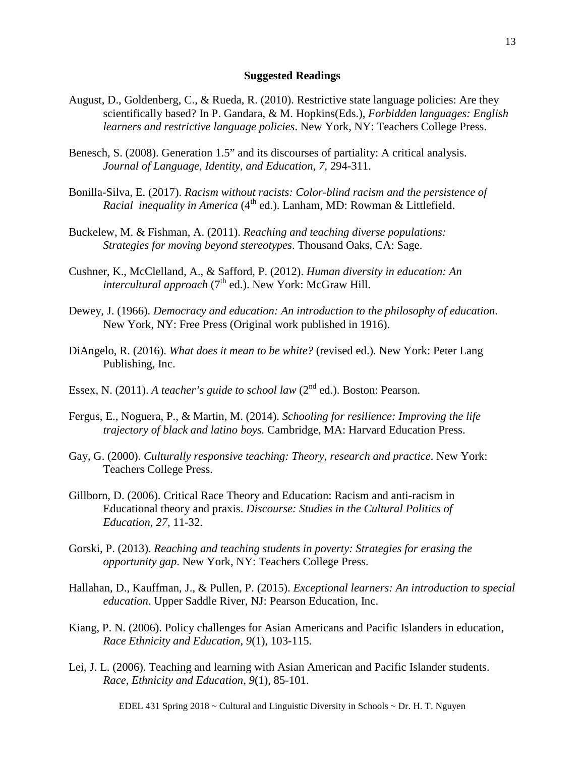**Suggested Readings**

August, D., Goldenberg, C., & Rueda, R. (2010). Restrictive state language policies: Are they scientifically based? In P. Gandara, & M. Hopkins(Eds.), *Forbidden languages: English learners and restrictive language policies*. New York, NY: Teachers College Press.

Benesch, S. (2008). Generation 1.5" and its discourses of partiality: A critical analysis. *Journal of Language, Identity, and Education, 7*, 294-311.

Bonilla-Silva, E. (2017). *Racism without racists: Color-blind racism and the persistence of Racial inequality in America* (4th ed.). Lanham, MD: Rowman & Littlefield.

Buckelew, M. & Fishman, A. (2011). *Reaching and teaching diverse populations: Strategies for moving beyond stereotypes*. Thousand Oaks, CA: Sage.

Cushner, K., McClelland, A., & Safford, P. (2012). *Human diversity in education: An intercultural approach* (7th ed.). New York: McGraw Hill.

Dewey, J. (1966). *Democracy and education: An introduction to the philosophy of education*. New York, NY: Free Press (Original work published in 1916).

DiAngelo, R. (2016). *What does it mean to be white?* (revised ed.). New York: Peter Lang Publishing, Inc.

Essex, N. (2011). *A teacher's guide to school law* (2nd ed.). Boston: Pearson.

Fergus, E., Noguera, P., & Martin, M. (2014). *Schooling for resilience: Improving the life trajectory of black and latino boys.* Cambridge, MA: Harvard Education Press.

Gay, G. (2000). *Culturally responsive teaching: Theory, research and practice*. New York: Teachers College Press.

Gillborn, D. (2006). Critical Race Theory and Education: Racism and anti-racism in Educational theory and praxis. *Discourse: Studies in the Cultural Politics of Education*, *27*, 11-32.

Gorski, P. (2013). *Reaching and teaching students in poverty: Strategies for erasing the opportunity gap*. New York, NY: Teachers College Press.

Hallahan, D., Kauffman, J., & Pullen, P. (2015). *Exceptional learners: An introduction to special education*. Upper Saddle River, NJ: Pearson Education, Inc.

Kiang, P. N. (2006). Policy challenges for Asian Americans and Pacific Islanders in education, *Race Ethnicity and Education*, *9*(1), 103-115.

Lei, J. L. (2006). Teaching and learning with Asian American and Pacific Islander students. *Race, Ethnicity and Education*, *9*(1), 85-101.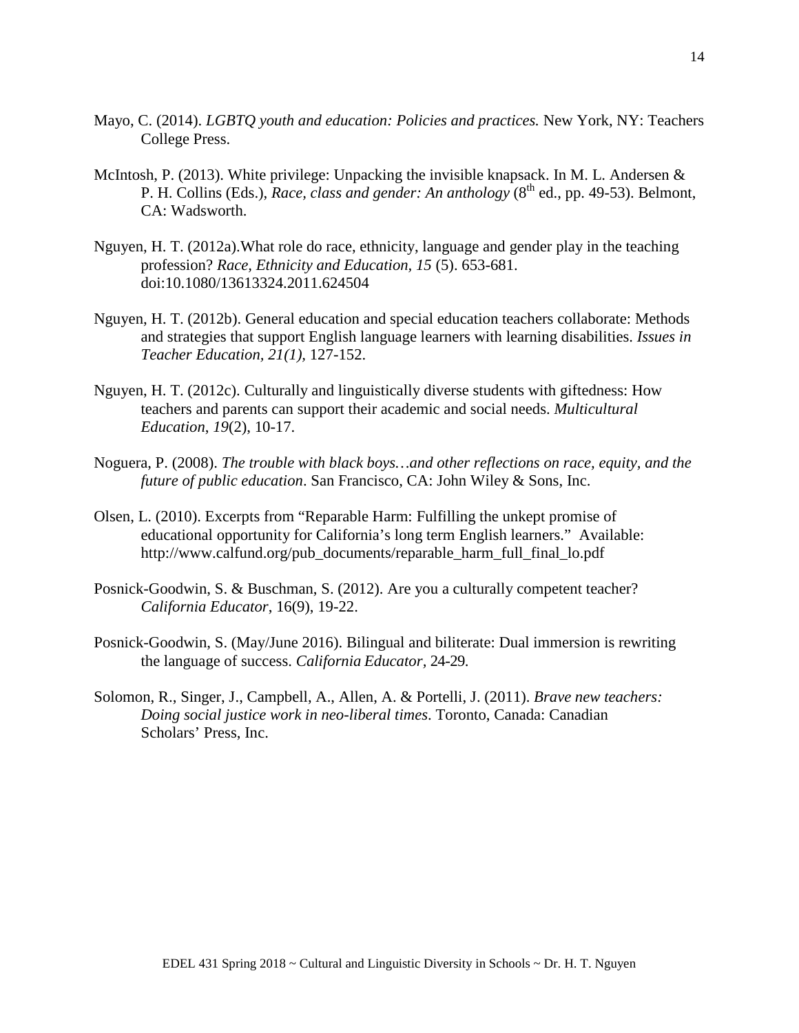Mayo, C. (2014). *LGBTQ youth and education: Policies and practices.* New York, NY: Teachers College Press.

McIntosh, P. (2013). White privilege: Unpacking the invisible knapsack. In M. L. Andersen & P. H. Collins (Eds.), *Race, class and gender: An anthology* (8th ed., pp. 49-53). Belmont, CA: Wadsworth.

Nguyen, H. T. (2012a).What role do race, ethnicity, language and gender play in the teaching profession? *Race, Ethnicity and Education, 15* (5). 653-681. doi:10.1080/13613324.2011.624504

Nguyen, H. T. (2012b). General education and special education teachers collaborate: Methods and strategies that support English language learners with learning disabilities. *Issues in Teacher Education, 21(1),* 127-152.

Nguyen, H. T. (2012c). Culturally and linguistically diverse students with giftedness: How teachers and parents can support their academic and social needs. *Multicultural Education*, *19*(2), 10-17.

Noguera, P. (2008). *The trouble with black boys…and other reflections on race, equity, and the future of public education*. San Francisco, CA: John Wiley & Sons, Inc.

Olsen, L. (2010). Excerpts from "Reparable Harm: Fulfilling the unkept promise of educational opportunity for California's long term English learners." Available: http://www.calfund.org/pub_documents/reparable_harm_full_final_lo.pdf

Posnick-Goodwin, S. & Buschman, S. (2012). Are you a culturally competent teacher? *California Educator*, 16(9), 19-22.

Posnick-Goodwin, S. (May/June 2016). Bilingual and biliterate: Dual immersion is rewriting the language of success. *California Educator*, 24-29.

Solomon, R., Singer, J., Campbell, A., Allen, A. & Portelli, J. (2011). *Brave new teachers: Doing social justice work in neo-liberal times*. Toronto, Canada: Canadian Scholars' Press, Inc.